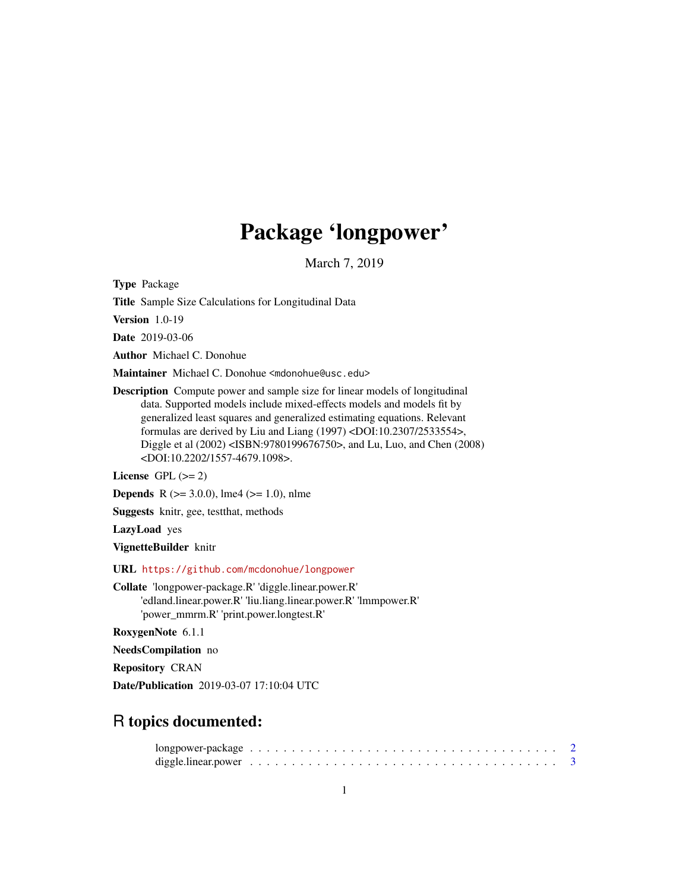# Package 'longpower'

March 7, 2019

**Type** Package

**Title** Sample Size Calculations for Longitudinal Data

**Version** 1.0-19

**Date** 2019-03-06

**Author** Michael C. Donohue

**Maintainer** Michael C. Donohue <mdonohue@usc.edu>

**Description** Compute power and sample size for linear models of longitudinal data. Supported models include mixed-effects models and models fit by generalized least squares and generalized estimating equations. Relevant formulas are derived by Liu and Liang (1997) <DOI:10.2307/2533554>, Diggle et al (2002) <ISBN:9780199676750>, and Lu, Luo, and Chen (2008) <DOI:10.2202/1557-4679.1098>.

**License** GPL (>= 2)

**Depends** R (>= 3.0.0), lme4 (>= 1.0), nlme

**Suggests** knitr, gee, testthat, methods

**LazyLoad** yes

**VignetteBuilder** knitr

**URL** https://github.com/mcdonohue/longpower

**Collate** 'longpower-package.R' 'diggle.linear.power.R' 'edland.linear.power.R' 'liu.liang.linear.power.R' 'lmmpower.R' 'power_mmrm.R' 'print.power.longtest.R'

**RoxygenNote** 6.1.1

**NeedsCompilation** no

**Repository** CRAN

**Date/Publication** 2019-03-07 17:10:04 UTC

## R topics documented:

longpower-package . . . . . . . . . . . . . . . . . . . . . . . . . . . . . . . . . . . . . . 2
diggle.linear.power . . . . . . . . . . . . . . . . . . . . . . . . . . . . . . . . . . . . . . 3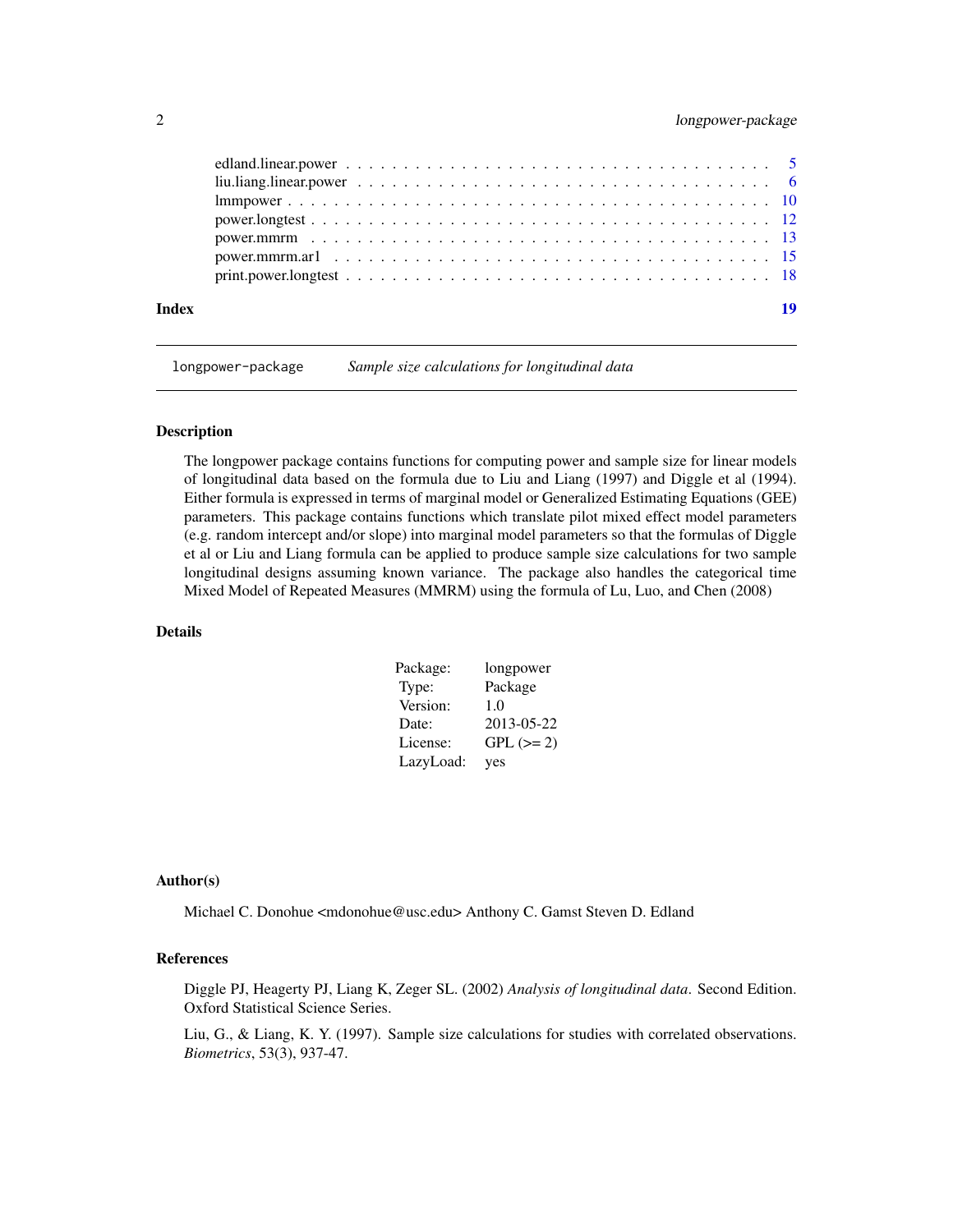| | |
|---|---|
| edland.linear.power | 5 |
| liu.liang.linear.power | 6 |
| lmmpower | 10 |
| power.longtest | 12 |
| power.mmrm | 13 |
| power.mmrm.ar1 | 15 |
| print.power.longtest | 18 |
| **Index** | **19** |

---

`longpower-package` *Sample size calculations for longitudinal data*

---

### Description

The longpower package contains functions for computing power and sample size for linear models of longitudinal data based on the formula due to Liu and Liang (1997) and Diggle et al (1994). Either formula is expressed in terms of marginal model or Generalized Estimating Equations (GEE) parameters. This package contains functions which translate pilot mixed effect model parameters (e.g. random intercept and/or slope) into marginal model parameters so that the formulas of Diggle et al or Liu and Liang formula can be applied to produce sample size calculations for two sample longitudinal designs assuming known variance. The package also handles the categorical time Mixed Model of Repeated Measures (MMRM) using the formula of Lu, Luo, and Chen (2008)

### Details

| | |
|---|---|
| Package: | longpower |
| Type: | Package |
| Version: | 1.0 |
| Date: | 2013-05-22 |
| License: | GPL (>= 2) |
| LazyLoad: | yes |

### Author(s)

Michael C. Donohue <mdonohue@usc.edu> Anthony C. Gamst Steven D. Edland

### References

Diggle PJ, Heagerty PJ, Liang K, Zeger SL. (2002) *Analysis of longitudinal data*. Second Edition. Oxford Statistical Science Series.

Liu, G., & Liang, K. Y. (1997). Sample size calculations for studies with correlated observations. *Biometrics*, 53(3), 937-47.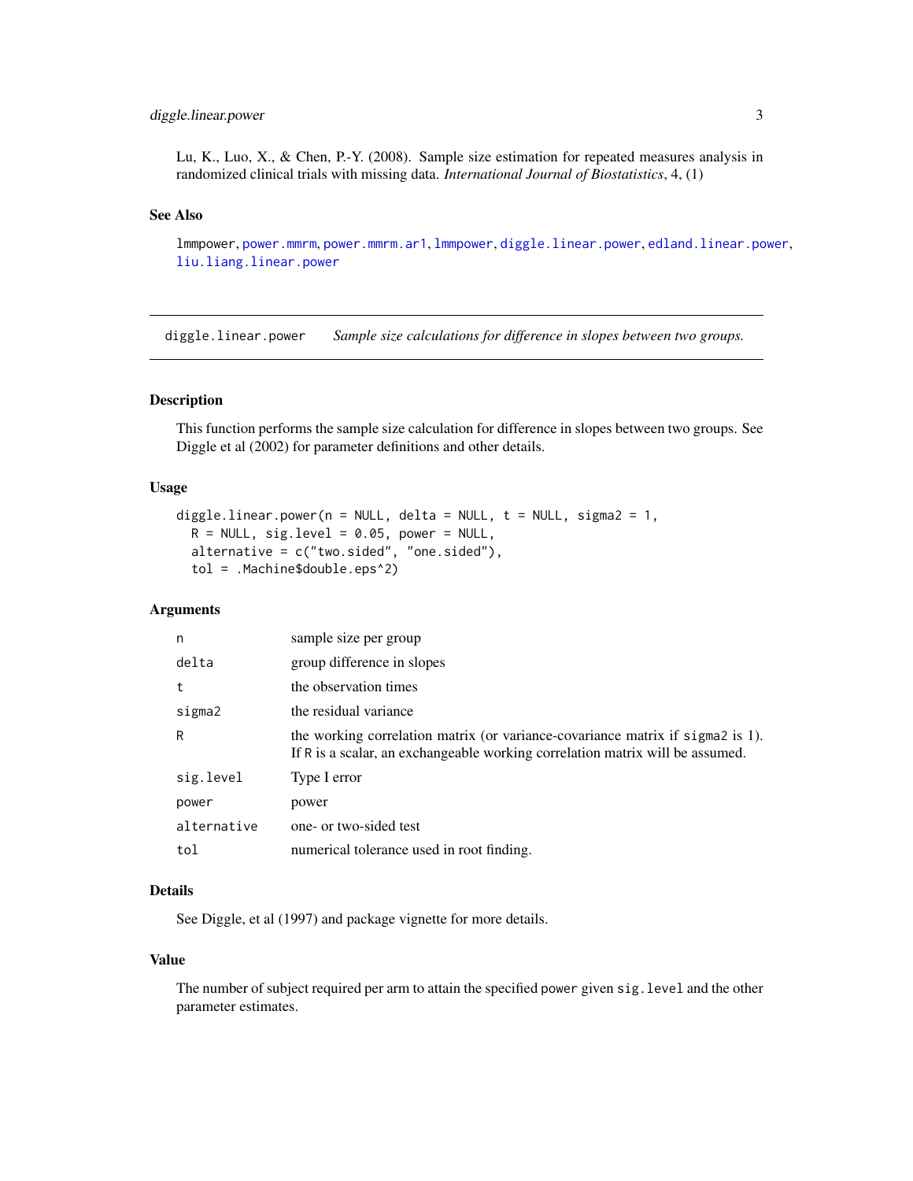Lu, K., Luo, X., & Chen, P.-Y. (2008). Sample size estimation for repeated measures analysis in randomized clinical trials with missing data. *International Journal of Biostatistics*, 4, (1)

### See Also

`lmmpower`, `power.mmrm`, `power.mmrm.ar1`, `lmmpower`, `diggle.linear.power`, `edland.linear.power`, `liu.liang.linear.power`

---

## diggle.linear.power — *Sample size calculations for difference in slopes between two groups.*

### Description

This function performs the sample size calculation for difference in slopes between two groups. See Diggle et al (2002) for parameter definitions and other details.

### Usage

```
diggle.linear.power(n = NULL, delta = NULL, t = NULL, sigma2 = 1,
  R = NULL, sig.level = 0.05, power = NULL,
  alternative = c("two.sided", "one.sided"),
  tol = .Machine$double.eps^2)
```

### Arguments

| | |
|---|---|
| `n` | sample size per group |
| `delta` | group difference in slopes |
| `t` | the observation times |
| `sigma2` | the residual variance |
| `R` | the working correlation matrix (or variance-covariance matrix if `sigma2` is 1). If `R` is a scalar, an exchangeable working correlation matrix will be assumed. |
| `sig.level` | Type I error |
| `power` | power |
| `alternative` | one- or two-sided test |
| `tol` | numerical tolerance used in root finding. |

### Details

See Diggle, et al (1997) and package vignette for more details.

### Value

The number of subject required per arm to attain the specified `power` given `sig.level` and the other parameter estimates.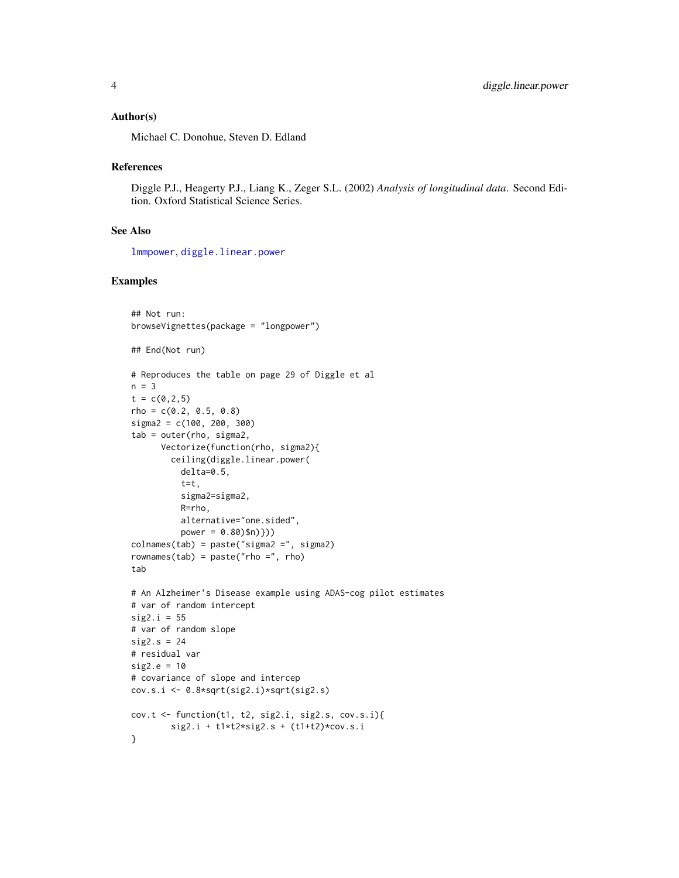### Author(s)

Michael C. Donohue, Steven D. Edland

### References

Diggle P.J., Heagerty P.J., Liang K., Zeger S.L. (2002) *Analysis of longitudinal data*. Second Edition. Oxford Statistical Science Series.

### See Also

lmmpower, diggle.linear.power

### Examples

```
## Not run:
browseVignettes(package = "longpower")

## End(Not run)

# Reproduces the table on page 29 of Diggle et al
n = 3
t = c(0,2,5)
rho = c(0.2, 0.5, 0.8)
sigma2 = c(100, 200, 300)
tab = outer(rho, sigma2,
      Vectorize(function(rho, sigma2){
        ceiling(diggle.linear.power(
          delta=0.5,
          t=t,
          sigma2=sigma2,
          R=rho,
          alternative="one.sided",
          power = 0.80)$n)}))
colnames(tab) = paste("sigma2 =", sigma2)
rownames(tab) = paste("rho =", rho)
tab

# An Alzheimer's Disease example using ADAS-cog pilot estimates
# var of random intercept
sig2.i = 55
# var of random slope
sig2.s = 24
# residual var
sig2.e = 10
# covariance of slope and intercep
cov.s.i <- 0.8*sqrt(sig2.i)*sqrt(sig2.s)

cov.t <- function(t1, t2, sig2.i, sig2.s, cov.s.i){
        sig2.i + t1*t2*sig2.s + (t1+t2)*cov.s.i
}
```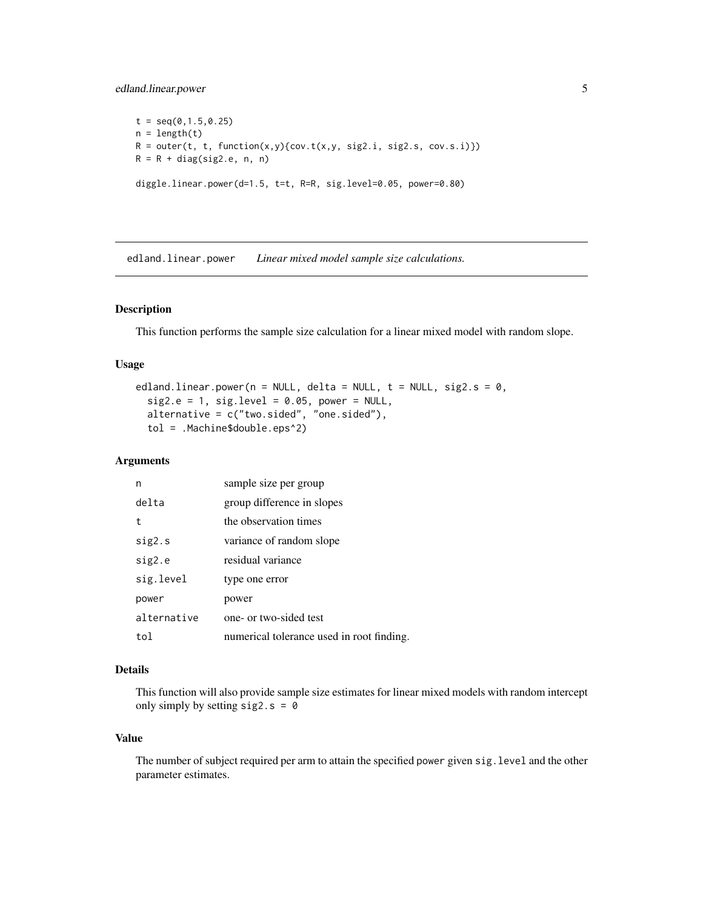```
t = seq(0,1.5,0.25)
n = length(t)
R = outer(t, t, function(x,y){cov.t(x,y, sig2.i, sig2.s, cov.s.i)})
R = R + diag(sig2.e, n, n)

diggle.linear.power(d=1.5, t=t, R=R, sig.level=0.05, power=0.80)
```

---

## edland.linear.power    *Linear mixed model sample size calculations.*

---

### Description

This function performs the sample size calculation for a linear mixed model with random slope.

### Usage

```
edland.linear.power(n = NULL, delta = NULL, t = NULL, sig2.s = 0,
  sig2.e = 1, sig.level = 0.05, power = NULL,
  alternative = c("two.sided", "one.sided"),
  tol = .Machine$double.eps^2)
```

### Arguments

| | |
|---|---|
| `n` | sample size per group |
| `delta` | group difference in slopes |
| `t` | the observation times |
| `sig2.s` | variance of random slope |
| `sig2.e` | residual variance |
| `sig.level` | type one error |
| `power` | power |
| `alternative` | one- or two-sided test |
| `tol` | numerical tolerance used in root finding. |

### Details

This function will also provide sample size estimates for linear mixed models with random intercept only simply by setting `sig2.s = 0`

### Value

The number of subject required per arm to attain the specified power given `sig.level` and the other parameter estimates.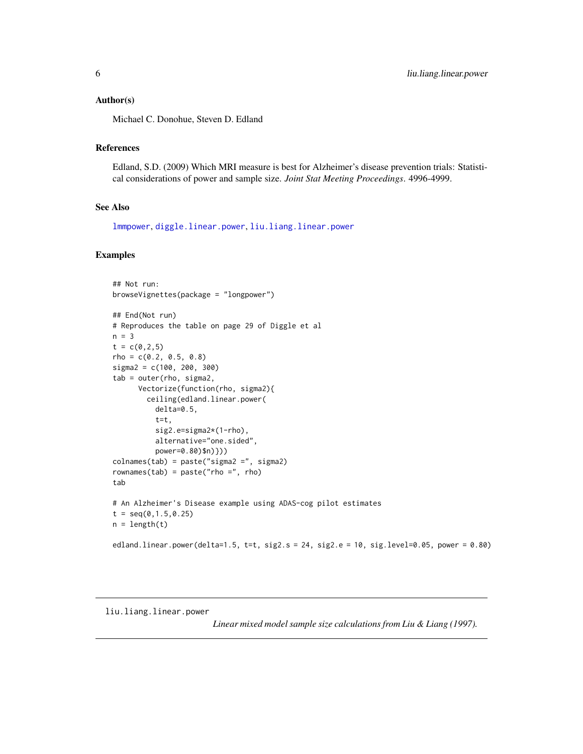### Author(s)

Michael C. Donohue, Steven D. Edland

### References

Edland, S.D. (2009) Which MRI measure is best for Alzheimer's disease prevention trials: Statistical considerations of power and sample size. *Joint Stat Meeting Proceedings*. 4996-4999.

### See Also

lmmpower, diggle.linear.power, liu.liang.linear.power

### Examples

```
## Not run:
browseVignettes(package = "longpower")

## End(Not run)
# Reproduces the table on page 29 of Diggle et al
n = 3
t = c(0,2,5)
rho = c(0.2, 0.5, 0.8)
sigma2 = c(100, 200, 300)
tab = outer(rho, sigma2,
      Vectorize(function(rho, sigma2){
        ceiling(edland.linear.power(
          delta=0.5,
          t=t,
          sig2.e=sigma2*(1-rho),
          alternative="one.sided",
          power=0.80)$n)}))
colnames(tab) = paste("sigma2 =", sigma2)
rownames(tab) = paste("rho =", rho)
tab

# An Alzheimer's Disease example using ADAS-cog pilot estimates
t = seq(0,1.5,0.25)
n = length(t)

edland.linear.power(delta=1.5, t=t, sig2.s = 24, sig2.e = 10, sig.level=0.05, power = 0.80)
```

---

## liu.liang.linear.power

*Linear mixed model sample size calculations from Liu & Liang (1997).*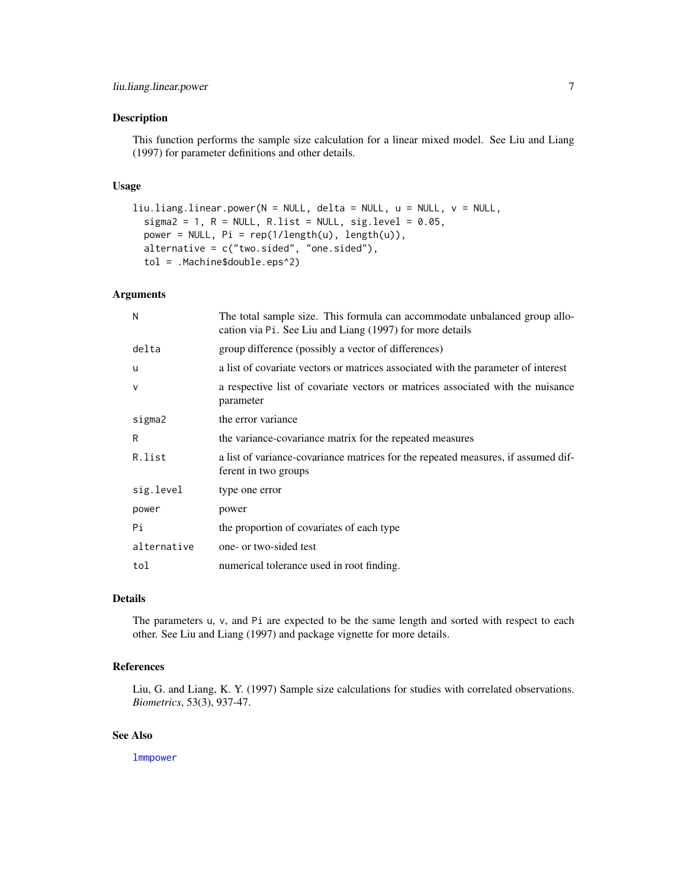## Description

This function performs the sample size calculation for a linear mixed model. See Liu and Liang (1997) for parameter definitions and other details.

## Usage

```
liu.liang.linear.power(N = NULL, delta = NULL, u = NULL, v = NULL,
  sigma2 = 1, R = NULL, R.list = NULL, sig.level = 0.05,
  power = NULL, Pi = rep(1/length(u), length(u)),
  alternative = c("two.sided", "one.sided"),
  tol = .Machine$double.eps^2)
```

## Arguments

| | |
|---|---|
| `N` | The total sample size. This formula can accommodate unbalanced group allocation via `Pi`. See Liu and Liang (1997) for more details |
| `delta` | group difference (possibly a vector of differences) |
| `u` | a list of covariate vectors or matrices associated with the parameter of interest |
| `v` | a respective list of covariate vectors or matrices associated with the nuisance parameter |
| `sigma2` | the error variance |
| `R` | the variance-covariance matrix for the repeated measures |
| `R.list` | a list of variance-covariance matrices for the repeated measures, if assumed different in two groups |
| `sig.level` | type one error |
| `power` | power |
| `Pi` | the proportion of covariates of each type |
| `alternative` | one- or two-sided test |
| `tol` | numerical tolerance used in root finding. |

## Details

The parameters `u`, `v`, and `Pi` are expected to be the same length and sorted with respect to each other. See Liu and Liang (1997) and package vignette for more details.

## References

Liu, G. and Liang, K. Y. (1997) Sample size calculations for studies with correlated observations. *Biometrics*, 53(3), 937-47.

## See Also

`lmmpower`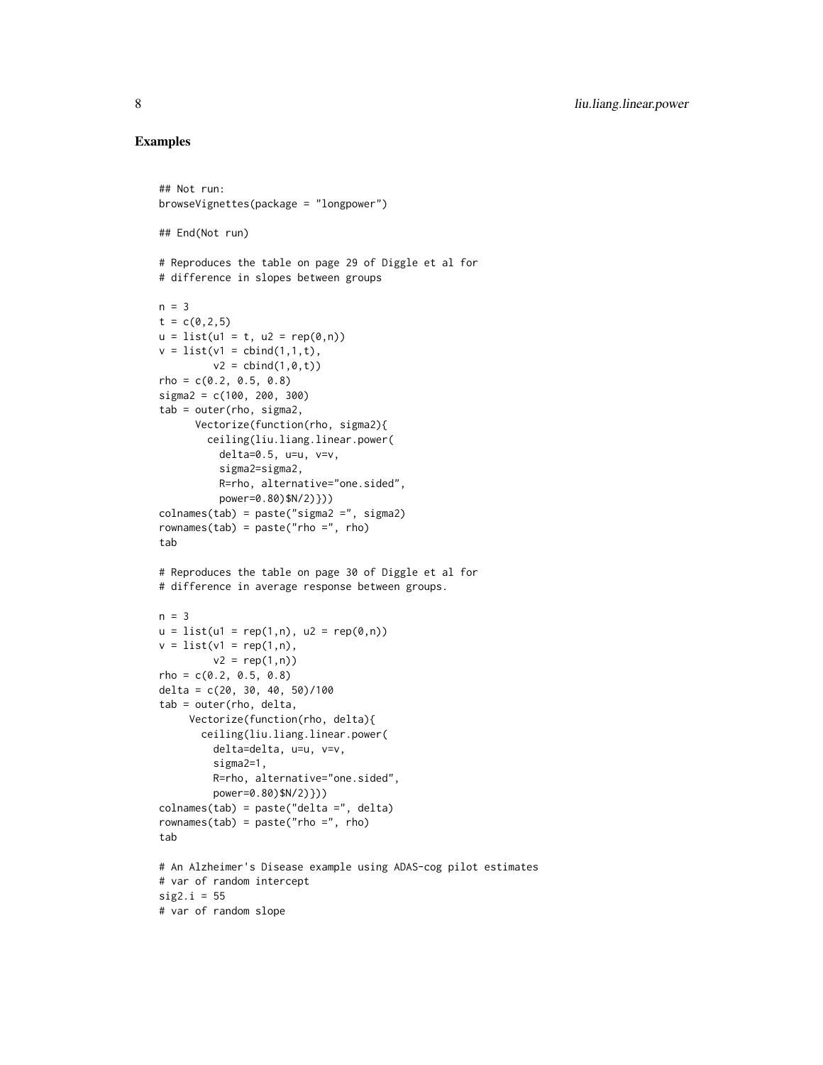## Examples

```
## Not run:
browseVignettes(package = "longpower")

## End(Not run)

# Reproduces the table on page 29 of Diggle et al for
# difference in slopes between groups

n = 3
t = c(0,2,5)
u = list(u1 = t, u2 = rep(0,n))
v = list(v1 = cbind(1,1,t),
         v2 = cbind(1,0,t))
rho = c(0.2, 0.5, 0.8)
sigma2 = c(100, 200, 300)
tab = outer(rho, sigma2,
      Vectorize(function(rho, sigma2){
        ceiling(liu.liang.linear.power(
          delta=0.5, u=u, v=v,
          sigma2=sigma2,
          R=rho, alternative="one.sided",
          power=0.80)$N/2)}))
colnames(tab) = paste("sigma2 =", sigma2)
rownames(tab) = paste("rho =", rho)
tab

# Reproduces the table on page 30 of Diggle et al for
# difference in average response between groups.

n = 3
u = list(u1 = rep(1,n), u2 = rep(0,n))
v = list(v1 = rep(1,n),
         v2 = rep(1,n))
rho = c(0.2, 0.5, 0.8)
delta = c(20, 30, 40, 50)/100
tab = outer(rho, delta,
     Vectorize(function(rho, delta){
       ceiling(liu.liang.linear.power(
         delta=delta, u=u, v=v,
         sigma2=1,
         R=rho, alternative="one.sided",
         power=0.80)$N/2)}))
colnames(tab) = paste("delta =", delta)
rownames(tab) = paste("rho =", rho)
tab

# An Alzheimer's Disease example using ADAS-cog pilot estimates
# var of random intercept
sig2.i = 55
# var of random slope
```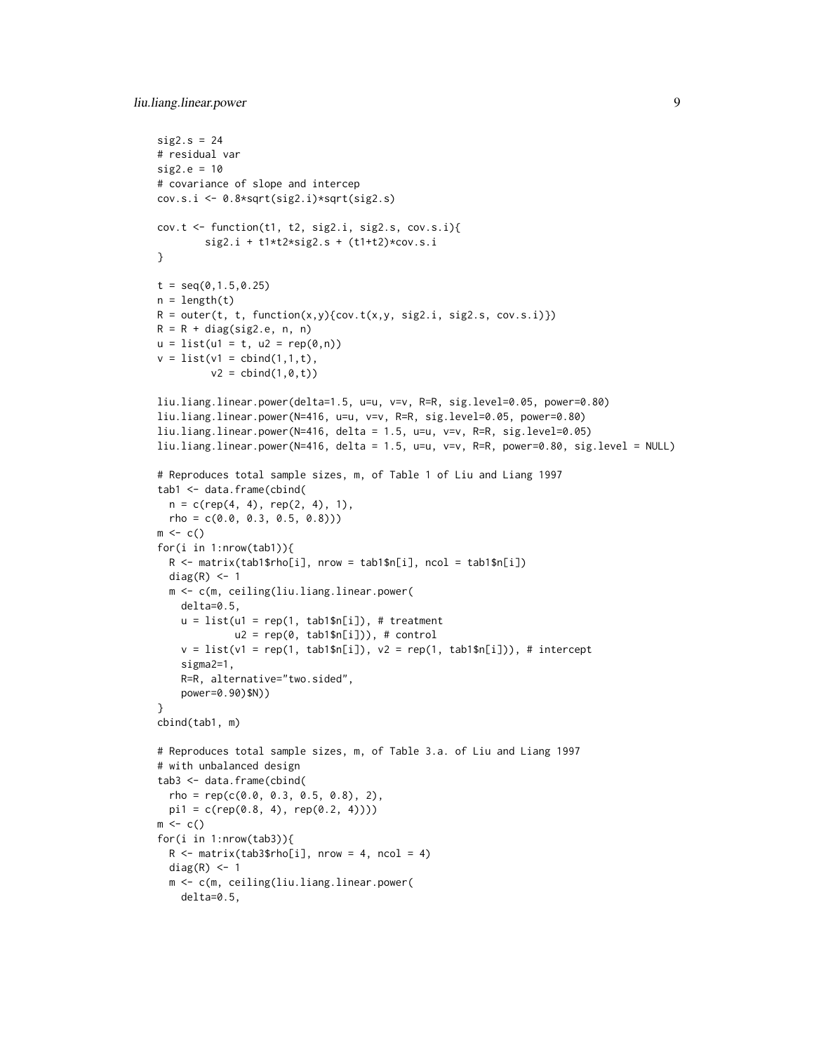```
sig2.s = 24
# residual var
sig2.e = 10
# covariance of slope and intercep
cov.s.i <- 0.8*sqrt(sig2.i)*sqrt(sig2.s)

cov.t <- function(t1, t2, sig2.i, sig2.s, cov.s.i){
        sig2.i + t1*t2*sig2.s + (t1+t2)*cov.s.i
}

t = seq(0,1.5,0.25)
n = length(t)
R = outer(t, t, function(x,y){cov.t(x,y, sig2.i, sig2.s, cov.s.i)})
R = R + diag(sig2.e, n, n)
u = list(u1 = t, u2 = rep(0,n))
v = list(v1 = cbind(1,1,t),
         v2 = cbind(1,0,t))

liu.liang.linear.power(delta=1.5, u=u, v=v, R=R, sig.level=0.05, power=0.80)
liu.liang.linear.power(N=416, u=u, v=v, R=R, sig.level=0.05, power=0.80)
liu.liang.linear.power(N=416, delta = 1.5, u=u, v=v, R=R, sig.level=0.05)
liu.liang.linear.power(N=416, delta = 1.5, u=u, v=v, R=R, power=0.80, sig.level = NULL)

# Reproduces total sample sizes, m, of Table 1 of Liu and Liang 1997
tab1 <- data.frame(cbind(
  n = c(rep(4, 4), rep(2, 4), 1),
  rho = c(0.0, 0.3, 0.5, 0.8)))
m <- c()
for(i in 1:nrow(tab1)){
  R <- matrix(tab1$rho[i], nrow = tab1$n[i], ncol = tab1$n[i])
  diag(R) <- 1
  m <- c(m, ceiling(liu.liang.linear.power(
    delta=0.5,
    u = list(u1 = rep(1, tab1$n[i]), # treatment
             u2 = rep(0, tab1$n[i])), # control
    v = list(v1 = rep(1, tab1$n[i]), v2 = rep(1, tab1$n[i])), # intercept
    sigma2=1,
    R=R, alternative="two.sided",
    power=0.90)$N))
}
cbind(tab1, m)

# Reproduces total sample sizes, m, of Table 3.a. of Liu and Liang 1997
# with unbalanced design
tab3 <- data.frame(cbind(
  rho = rep(c(0.0, 0.3, 0.5, 0.8), 2),
  pi1 = c(rep(0.8, 4), rep(0.2, 4))))
m <- c()
for(i in 1:nrow(tab3)){
  R <- matrix(tab3$rho[i], nrow = 4, ncol = 4)
  diag(R) <- 1
  m <- c(m, ceiling(liu.liang.linear.power(
    delta=0.5,
```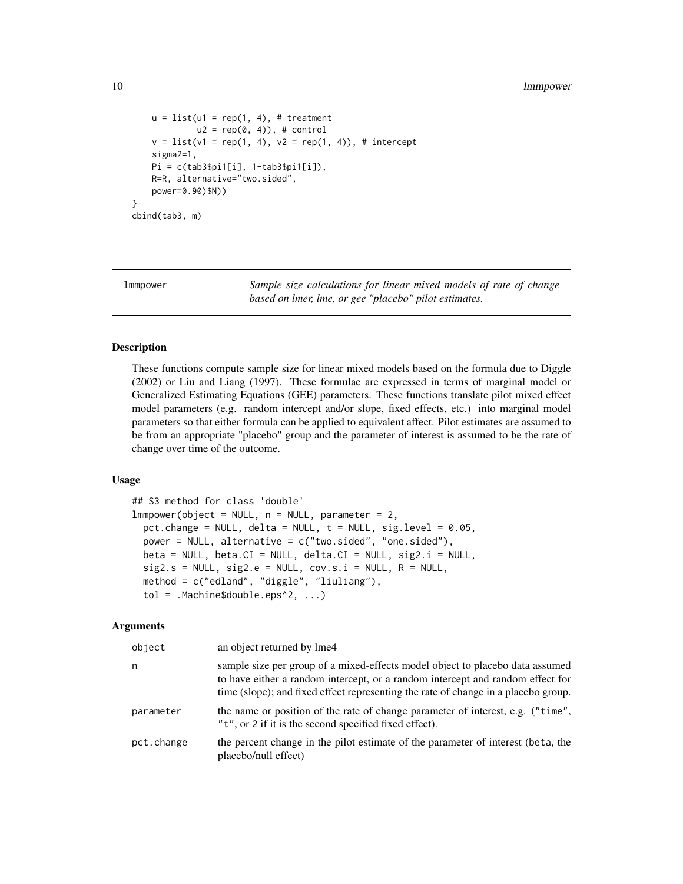```
    u = list(u1 = rep(1, 4), # treatment
             u2 = rep(0, 4)), # control
    v = list(v1 = rep(1, 4), v2 = rep(1, 4)), # intercept
    sigma2=1,
    Pi = c(tab3$pi1[i], 1-tab3$pi1[i]),
    R=R, alternative="two.sided",
    power=0.90)$N))
}
cbind(tab3, m)
```

## lmmpower

*Sample size calculations for linear mixed models of rate of change based on lmer, lme, or gee "placebo" pilot estimates.*

### Description

These functions compute sample size for linear mixed models based on the formula due to Diggle (2002) or Liu and Liang (1997). These formulae are expressed in terms of marginal model or Generalized Estimating Equations (GEE) parameters. These functions translate pilot mixed effect model parameters (e.g. random intercept and/or slope, fixed effects, etc.) into marginal model parameters so that either formula can be applied to equivalent affect. Pilot estimates are assumed to be from an appropriate "placebo" group and the parameter of interest is assumed to be the rate of change over time of the outcome.

### Usage

```
## S3 method for class 'double'
lmmpower(object = NULL, n = NULL, parameter = 2,
  pct.change = NULL, delta = NULL, t = NULL, sig.level = 0.05,
  power = NULL, alternative = c("two.sided", "one.sided"),
  beta = NULL, beta.CI = NULL, delta.CI = NULL, sig2.i = NULL,
  sig2.s = NULL, sig2.e = NULL, cov.s.i = NULL, R = NULL,
  method = c("edland", "diggle", "liuliang"),
  tol = .Machine$double.eps^2, ...)
```

### Arguments

| | |
|---|---|
| `object` | an object returned by lme4 |
| `n` | sample size per group of a mixed-effects model object to placebo data assumed to have either a random intercept, or a random intercept and random effect for time (slope); and fixed effect representing the rate of change in a placebo group. |
| `parameter` | the name or position of the rate of change parameter of interest, e.g. (`"time"`, `"t"`, or `2` if it is the second specified fixed effect). |
| `pct.change` | the percent change in the pilot estimate of the parameter of interest (`beta`, the placebo/null effect) |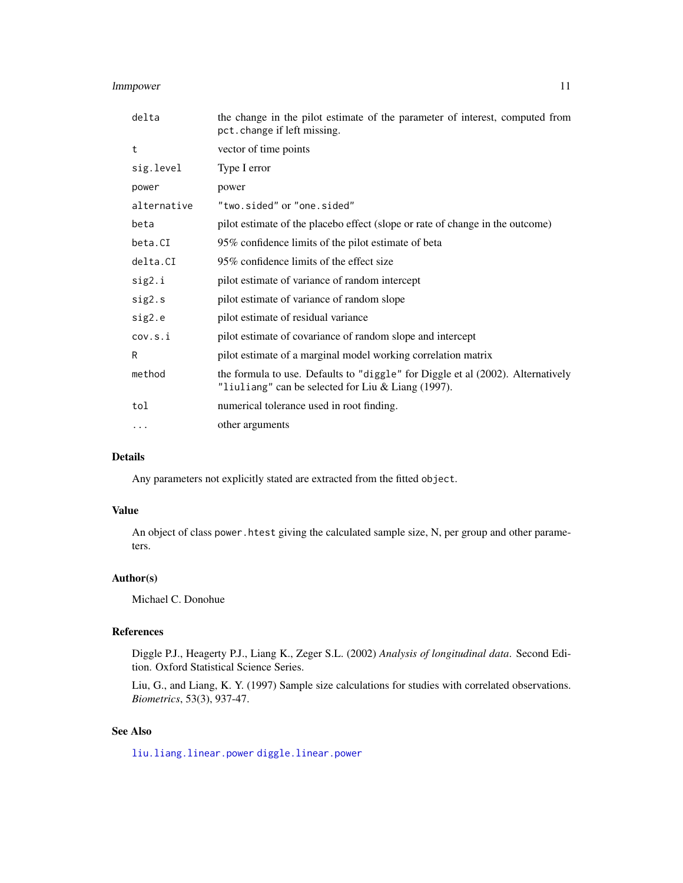| | |
|---|---|
| `delta` | the change in the pilot estimate of the parameter of interest, computed from `pct.change` if left missing. |
| `t` | vector of time points |
| `sig.level` | Type I error |
| `power` | power |
| `alternative` | `"two.sided"` or `"one.sided"` |
| `beta` | pilot estimate of the placebo effect (slope or rate of change in the outcome) |
| `beta.CI` | 95% confidence limits of the pilot estimate of beta |
| `delta.CI` | 95% confidence limits of the effect size |
| `sig2.i` | pilot estimate of variance of random intercept |
| `sig2.s` | pilot estimate of variance of random slope |
| `sig2.e` | pilot estimate of residual variance |
| `cov.s.i` | pilot estimate of covariance of random slope and intercept |
| `R` | pilot estimate of a marginal model working correlation matrix |
| `method` | the formula to use. Defaults to `"diggle"` for Diggle et al (2002). Alternatively `"liuliang"` can be selected for Liu & Liang (1997). |
| `tol` | numerical tolerance used in root finding. |
| `...` | other arguments |

## Details

Any parameters not explicitly stated are extracted from the fitted `object`.

## Value

An object of class `power.htest` giving the calculated sample size, N, per group and other parameters.

## Author(s)

Michael C. Donohue

## References

Diggle P.J., Heagerty P.J., Liang K., Zeger S.L. (2002) *Analysis of longitudinal data*. Second Edition. Oxford Statistical Science Series.

Liu, G., and Liang, K. Y. (1997) Sample size calculations for studies with correlated observations. *Biometrics*, 53(3), 937-47.

## See Also

`liu.liang.linear.power` `diggle.linear.power`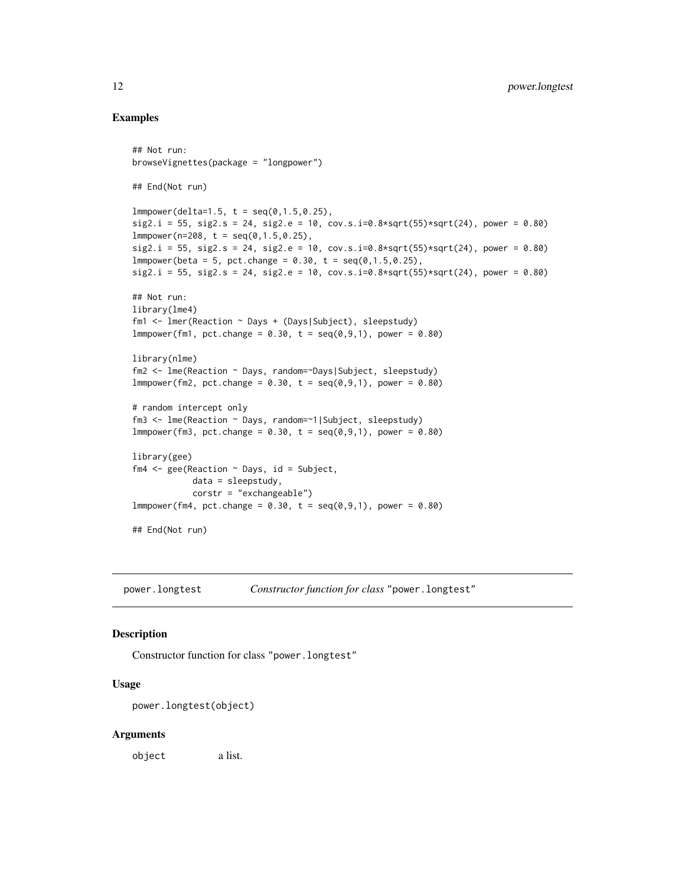## Examples

```
## Not run:
browseVignettes(package = "longpower")

## End(Not run)

lmmpower(delta=1.5, t = seq(0,1.5,0.25),
sig2.i = 55, sig2.s = 24, sig2.e = 10, cov.s.i=0.8*sqrt(55)*sqrt(24), power = 0.80)
lmmpower(n=208, t = seq(0,1.5,0.25),
sig2.i = 55, sig2.s = 24, sig2.e = 10, cov.s.i=0.8*sqrt(55)*sqrt(24), power = 0.80)
lmmpower(beta = 5, pct.change = 0.30, t = seq(0,1.5,0.25),
sig2.i = 55, sig2.s = 24, sig2.e = 10, cov.s.i=0.8*sqrt(55)*sqrt(24), power = 0.80)

## Not run:
library(lme4)
fm1 <- lmer(Reaction ~ Days + (Days|Subject), sleepstudy)
lmmpower(fm1, pct.change = 0.30, t = seq(0,9,1), power = 0.80)

library(nlme)
fm2 <- lme(Reaction ~ Days, random=~Days|Subject, sleepstudy)
lmmpower(fm2, pct.change = 0.30, t = seq(0,9,1), power = 0.80)

# random intercept only
fm3 <- lme(Reaction ~ Days, random=~1|Subject, sleepstudy)
lmmpower(fm3, pct.change = 0.30, t = seq(0,9,1), power = 0.80)

library(gee)
fm4 <- gee(Reaction ~ Days, id = Subject,
            data = sleepstudy,
            corstr = "exchangeable")
lmmpower(fm4, pct.change = 0.30, t = seq(0,9,1), power = 0.80)

## End(Not run)
```

---

# power.longtest — *Constructor function for class* "power.longtest"

## Description

Constructor function for class "power.longtest"

## Usage

```
power.longtest(object)
```

## Arguments

`object` a list.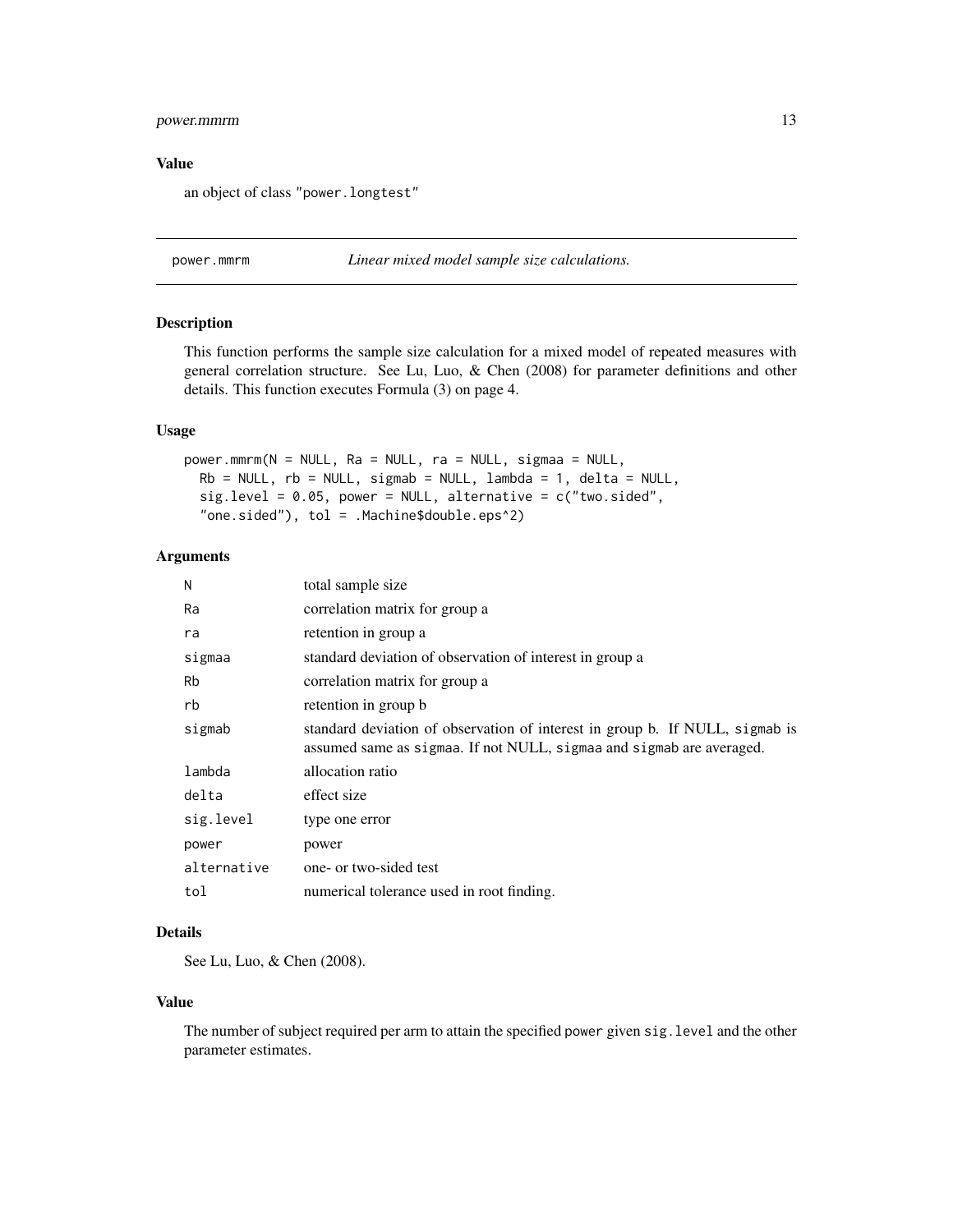### Value

an object of class "power.longtest"

## power.mmrm *Linear mixed model sample size calculations.*

### Description

This function performs the sample size calculation for a mixed model of repeated measures with general correlation structure. See Lu, Luo, & Chen (2008) for parameter definitions and other details. This function executes Formula (3) on page 4.

### Usage

```
power.mmrm(N = NULL, Ra = NULL, ra = NULL, sigmaa = NULL,
  Rb = NULL, rb = NULL, sigmab = NULL, lambda = 1, delta = NULL,
  sig.level = 0.05, power = NULL, alternative = c("two.sided",
  "one.sided"), tol = .Machine$double.eps^2)
```

### Arguments

| | |
|---|---|
| `N` | total sample size |
| `Ra` | correlation matrix for group a |
| `ra` | retention in group a |
| `sigmaa` | standard deviation of observation of interest in group a |
| `Rb` | correlation matrix for group a |
| `rb` | retention in group b |
| `sigmab` | standard deviation of observation of interest in group b. If NULL, `sigmab` is assumed same as `sigmaa`. If not NULL, `sigmaa` and `sigmab` are averaged. |
| `lambda` | allocation ratio |
| `delta` | effect size |
| `sig.level` | type one error |
| `power` | power |
| `alternative` | one- or two-sided test |
| `tol` | numerical tolerance used in root finding. |

### Details

See Lu, Luo, & Chen (2008).

### Value

The number of subject required per arm to attain the specified `power` given `sig.level` and the other parameter estimates.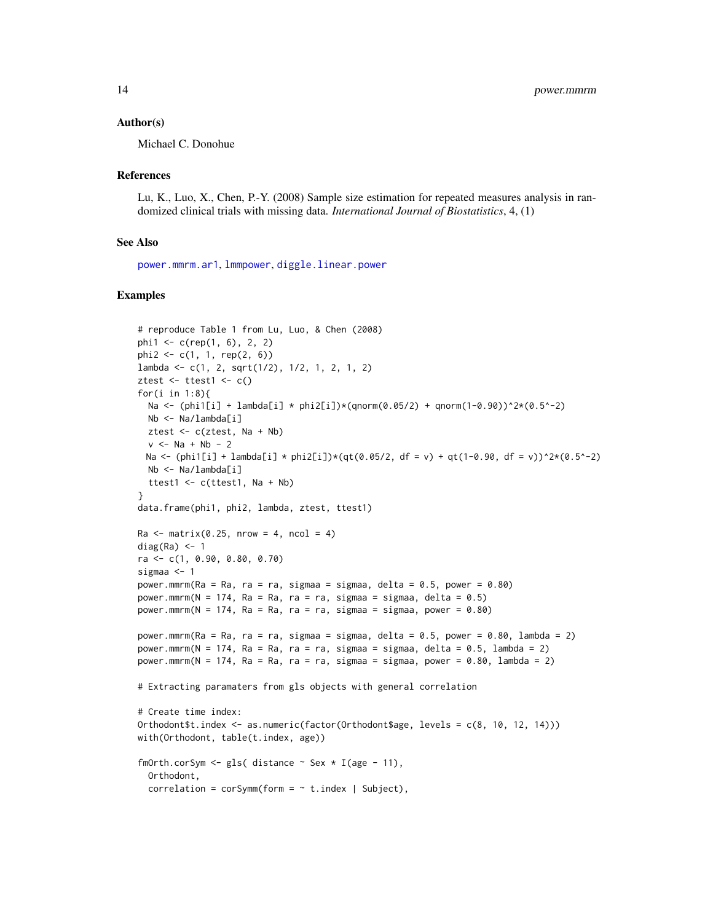### Author(s)

Michael C. Donohue

### References

Lu, K., Luo, X., Chen, P.-Y. (2008) Sample size estimation for repeated measures analysis in randomized clinical trials with missing data. *International Journal of Biostatistics*, 4, (1)

### See Also

power.mmrm.ar1, lmmpower, diggle.linear.power

### Examples

```
# reproduce Table 1 from Lu, Luo, & Chen (2008)
phi1 <- c(rep(1, 6), 2, 2)
phi2 <- c(1, 1, rep(2, 6))
lambda <- c(1, 2, sqrt(1/2), 1/2, 1, 2, 1, 2)
ztest <- ttest1 <- c()
for(i in 1:8){
  Na <- (phi1[i] + lambda[i] * phi2[i])*(qnorm(0.05/2) + qnorm(1-0.90))^2*(0.5^-2)
  Nb <- Na/lambda[i]
  ztest <- c(ztest, Na + Nb)
  v <- Na + Nb - 2
 Na <- (phi1[i] + lambda[i] * phi2[i])*(qt(0.05/2, df = v) + qt(1-0.90, df = v))^2*(0.5^-2)
  Nb <- Na/lambda[i]
  ttest1 <- c(ttest1, Na + Nb)
}
data.frame(phi1, phi2, lambda, ztest, ttest1)

Ra <- matrix(0.25, nrow = 4, ncol = 4)
diag(Ra) <- 1
ra <- c(1, 0.90, 0.80, 0.70)
sigmaa <- 1
power.mmrm(Ra = Ra, ra = ra, sigmaa = sigmaa, delta = 0.5, power = 0.80)
power.mmrm(N = 174, Ra = Ra, ra = ra, sigmaa = sigmaa, delta = 0.5)
power.mmrm(N = 174, Ra = Ra, ra = ra, sigmaa = sigmaa, power = 0.80)

power.mmrm(Ra = Ra, ra = ra, sigmaa = sigmaa, delta = 0.5, power = 0.80, lambda = 2)
power.mmrm(N = 174, Ra = Ra, ra = ra, sigmaa = sigmaa, delta = 0.5, lambda = 2)
power.mmrm(N = 174, Ra = Ra, ra = ra, sigmaa = sigmaa, power = 0.80, lambda = 2)

# Extracting paramaters from gls objects with general correlation

# Create time index:
Orthodont$t.index <- as.numeric(factor(Orthodont$age, levels = c(8, 10, 12, 14)))
with(Orthodont, table(t.index, age))

fmOrth.corSym <- gls( distance ~ Sex * I(age - 11),
  Orthodont,
  correlation = corSymm(form = ~ t.index | Subject),
```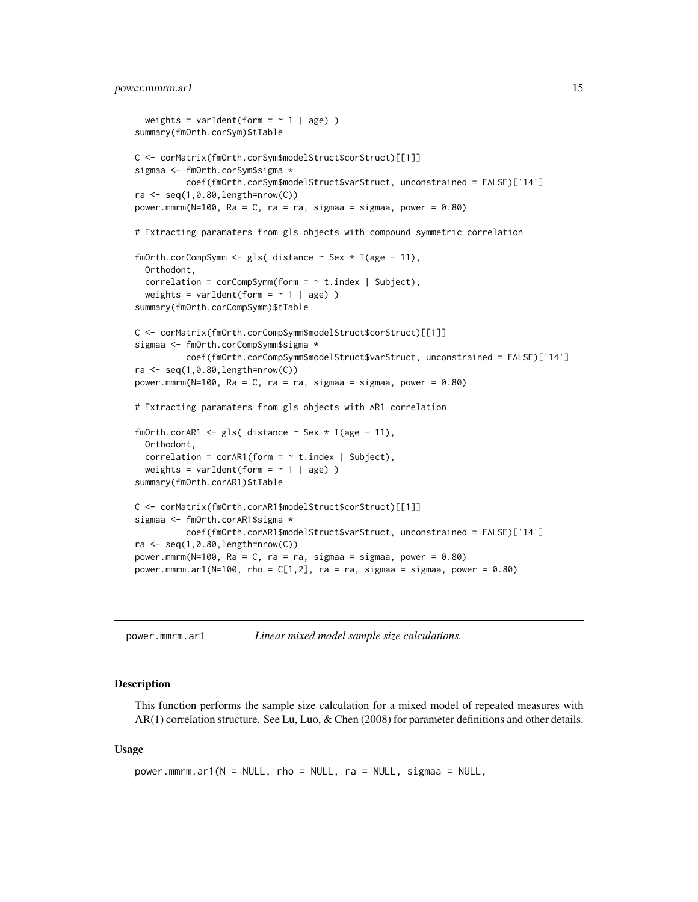```
  weights = varIdent(form = ~ 1 | age) )
summary(fmOrth.corSym)$tTable

C <- corMatrix(fmOrth.corSym$modelStruct$corStruct)[[1]]
sigmaa <- fmOrth.corSym$sigma *
          coef(fmOrth.corSym$modelStruct$varStruct, unconstrained = FALSE)['14']
ra <- seq(1,0.80,length=nrow(C))
power.mmrm(N=100, Ra = C, ra = ra, sigmaa = sigmaa, power = 0.80)

# Extracting paramaters from gls objects with compound symmetric correlation

fmOrth.corCompSymm <- gls( distance ~ Sex * I(age - 11),
  Orthodont,
  correlation = corCompSymm(form = ~ t.index | Subject),
  weights = varIdent(form = ~ 1 | age) )
summary(fmOrth.corCompSymm)$tTable

C <- corMatrix(fmOrth.corCompSymm$modelStruct$corStruct)[[1]]
sigmaa <- fmOrth.corCompSymm$sigma *
          coef(fmOrth.corCompSymm$modelStruct$varStruct, unconstrained = FALSE)['14']
ra <- seq(1,0.80,length=nrow(C))
power.mmrm(N=100, Ra = C, ra = ra, sigmaa = sigmaa, power = 0.80)

# Extracting paramaters from gls objects with AR1 correlation

fmOrth.corAR1 <- gls( distance ~ Sex * I(age - 11),
  Orthodont,
  correlation = corAR1(form = ~ t.index | Subject),
  weights = varIdent(form = ~ 1 | age) )
summary(fmOrth.corAR1)$tTable

C <- corMatrix(fmOrth.corAR1$modelStruct$corStruct)[[1]]
sigmaa <- fmOrth.corAR1$sigma *
          coef(fmOrth.corAR1$modelStruct$varStruct, unconstrained = FALSE)['14']
ra <- seq(1,0.80,length=nrow(C))
power.mmrm(N=100, Ra = C, ra = ra, sigmaa = sigmaa, power = 0.80)
power.mmrm.ar1(N=100, rho = C[1,2], ra = ra, sigmaa = sigmaa, power = 0.80)
```

## power.mmrm.ar1 — *Linear mixed model sample size calculations.*

### Description

This function performs the sample size calculation for a mixed model of repeated measures with AR(1) correlation structure. See Lu, Luo, & Chen (2008) for parameter definitions and other details.

### Usage

```
power.mmrm.ar1(N = NULL, rho = NULL, ra = NULL, sigmaa = NULL,
```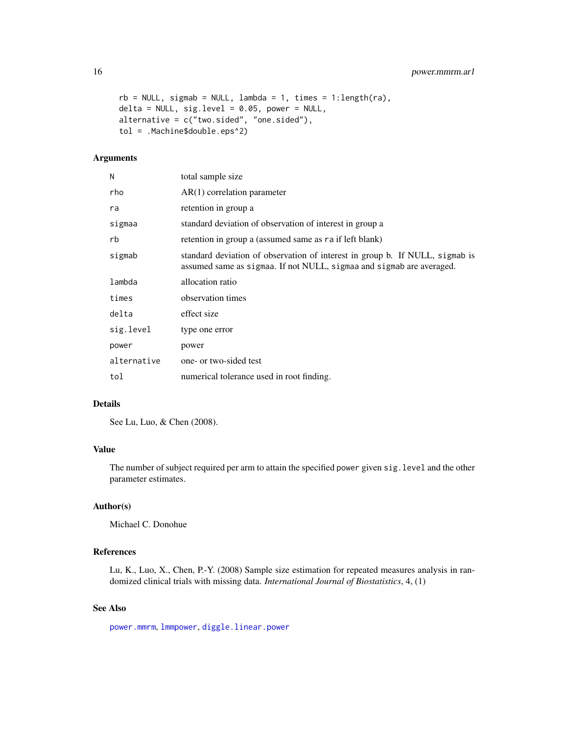```
  rb = NULL, sigmab = NULL, lambda = 1, times = 1:length(ra),
  delta = NULL, sig.level = 0.05, power = NULL,
  alternative = c("two.sided", "one.sided"),
  tol = .Machine$double.eps^2)
```

### Arguments

| | |
|---|---|
| N | total sample size |
| rho | AR(1) correlation parameter |
| ra | retention in group a |
| sigmaa | standard deviation of observation of interest in group a |
| rb | retention in group a (assumed same as ra if left blank) |
| sigmab | standard deviation of observation of interest in group b. If NULL, sigmab is assumed same as sigmaa. If not NULL, sigmaa and sigmab are averaged. |
| lambda | allocation ratio |
| times | observation times |
| delta | effect size |
| sig.level | type one error |
| power | power |
| alternative | one- or two-sided test |
| tol | numerical tolerance used in root finding. |

### Details

See Lu, Luo, & Chen (2008).

### Value

The number of subject required per arm to attain the specified power given sig.level and the other parameter estimates.

### Author(s)

Michael C. Donohue

### References

Lu, K., Luo, X., Chen, P.-Y. (2008) Sample size estimation for repeated measures analysis in randomized clinical trials with missing data. *International Journal of Biostatistics*, 4, (1)

### See Also

power.mmrm, lmmpower, diggle.linear.power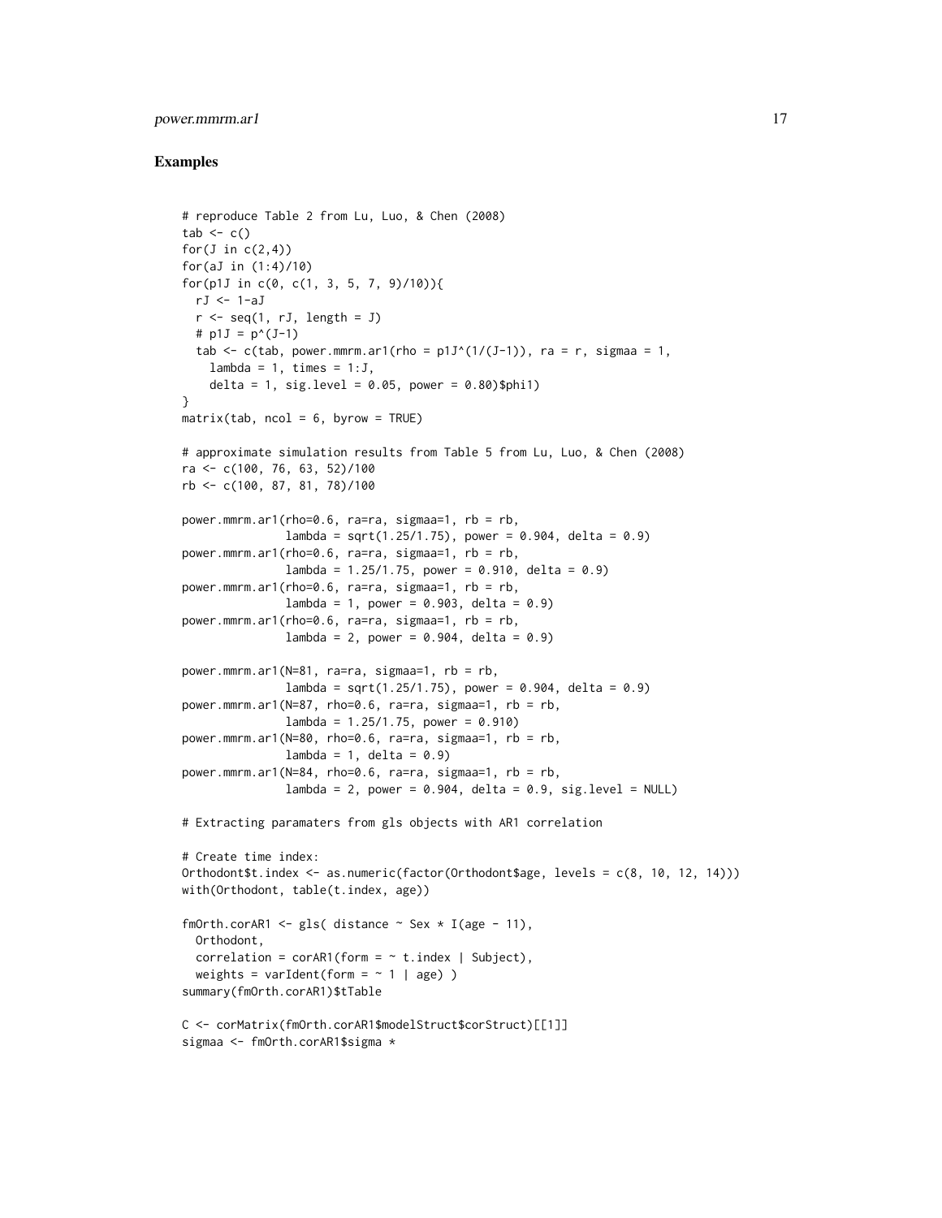## Examples

```
# reproduce Table 2 from Lu, Luo, & Chen (2008)
tab <- c()
for(J in c(2,4))
for(aJ in (1:4)/10)
for(p1J in c(0, c(1, 3, 5, 7, 9)/10)){
  rJ <- 1-aJ
  r <- seq(1, rJ, length = J)
  # p1J = p^(J-1)
  tab <- c(tab, power.mmrm.ar1(rho = p1J^(1/(J-1)), ra = r, sigmaa = 1,
    lambda = 1, times = 1:J,
    delta = 1, sig.level = 0.05, power = 0.80)$phi1)
}
matrix(tab, ncol = 6, byrow = TRUE)

# approximate simulation results from Table 5 from Lu, Luo, & Chen (2008)
ra <- c(100, 76, 63, 52)/100
rb <- c(100, 87, 81, 78)/100

power.mmrm.ar1(rho=0.6, ra=ra, sigmaa=1, rb = rb,
               lambda = sqrt(1.25/1.75), power = 0.904, delta = 0.9)
power.mmrm.ar1(rho=0.6, ra=ra, sigmaa=1, rb = rb,
               lambda = 1.25/1.75, power = 0.910, delta = 0.9)
power.mmrm.ar1(rho=0.6, ra=ra, sigmaa=1, rb = rb,
               lambda = 1, power = 0.903, delta = 0.9)
power.mmrm.ar1(rho=0.6, ra=ra, sigmaa=1, rb = rb,
               lambda = 2, power = 0.904, delta = 0.9)

power.mmrm.ar1(N=81, ra=ra, sigmaa=1, rb = rb,
               lambda = sqrt(1.25/1.75), power = 0.904, delta = 0.9)
power.mmrm.ar1(N=87, rho=0.6, ra=ra, sigmaa=1, rb = rb,
               lambda = 1.25/1.75, power = 0.910)
power.mmrm.ar1(N=80, rho=0.6, ra=ra, sigmaa=1, rb = rb,
               lambda = 1, delta = 0.9)
power.mmrm.ar1(N=84, rho=0.6, ra=ra, sigmaa=1, rb = rb,
               lambda = 2, power = 0.904, delta = 0.9, sig.level = NULL)

# Extracting paramaters from gls objects with AR1 correlation

# Create time index:
Orthodont$t.index <- as.numeric(factor(Orthodont$age, levels = c(8, 10, 12, 14)))
with(Orthodont, table(t.index, age))

fmOrth.corAR1 <- gls( distance ~ Sex * I(age - 11),
  Orthodont,
  correlation = corAR1(form = ~ t.index | Subject),
  weights = varIdent(form = ~ 1 | age) )
summary(fmOrth.corAR1)$tTable

C <- corMatrix(fmOrth.corAR1$modelStruct$corStruct)[[1]]
sigmaa <- fmOrth.corAR1$sigma *
```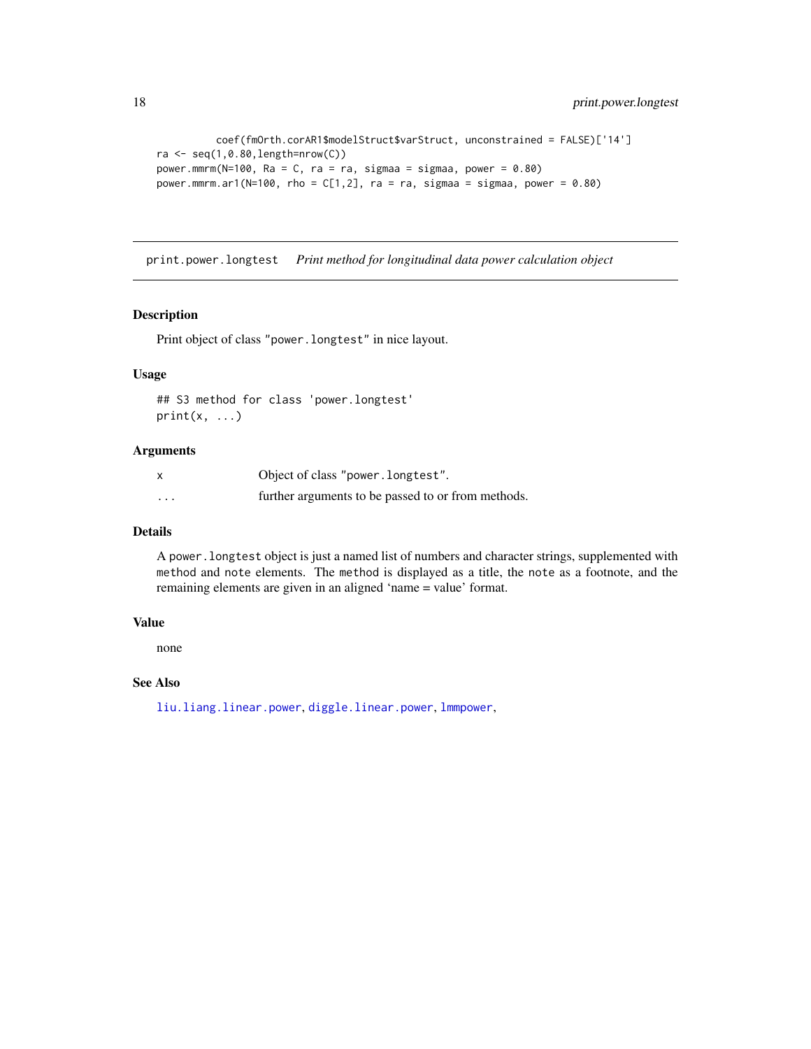```
          coef(fmOrth.corAR1$modelStruct$varStruct, unconstrained = FALSE)['14']
ra <- seq(1,0.80,length=nrow(C))
power.mmrm(N=100, Ra = C, ra = ra, sigmaa = sigmaa, power = 0.80)
power.mmrm.ar1(N=100, rho = C[1,2], ra = ra, sigmaa = sigmaa, power = 0.80)
```

## print.power.longtest *Print method for longitudinal data power calculation object*

### Description

Print object of class "power.longtest" in nice layout.

### Usage

```
## S3 method for class 'power.longtest'
print(x, ...)
```

### Arguments

| | |
|---|---|
| x | Object of class "power.longtest". |
| ... | further arguments to be passed to or from methods. |

### Details

A `power.longtest` object is just a named list of numbers and character strings, supplemented with `method` and `note` elements. The `method` is displayed as a title, the `note` as a footnote, and the remaining elements are given in an aligned 'name = value' format.

### Value

none

### See Also

`liu.liang.linear.power`, `diggle.linear.power`, `lmmpower`,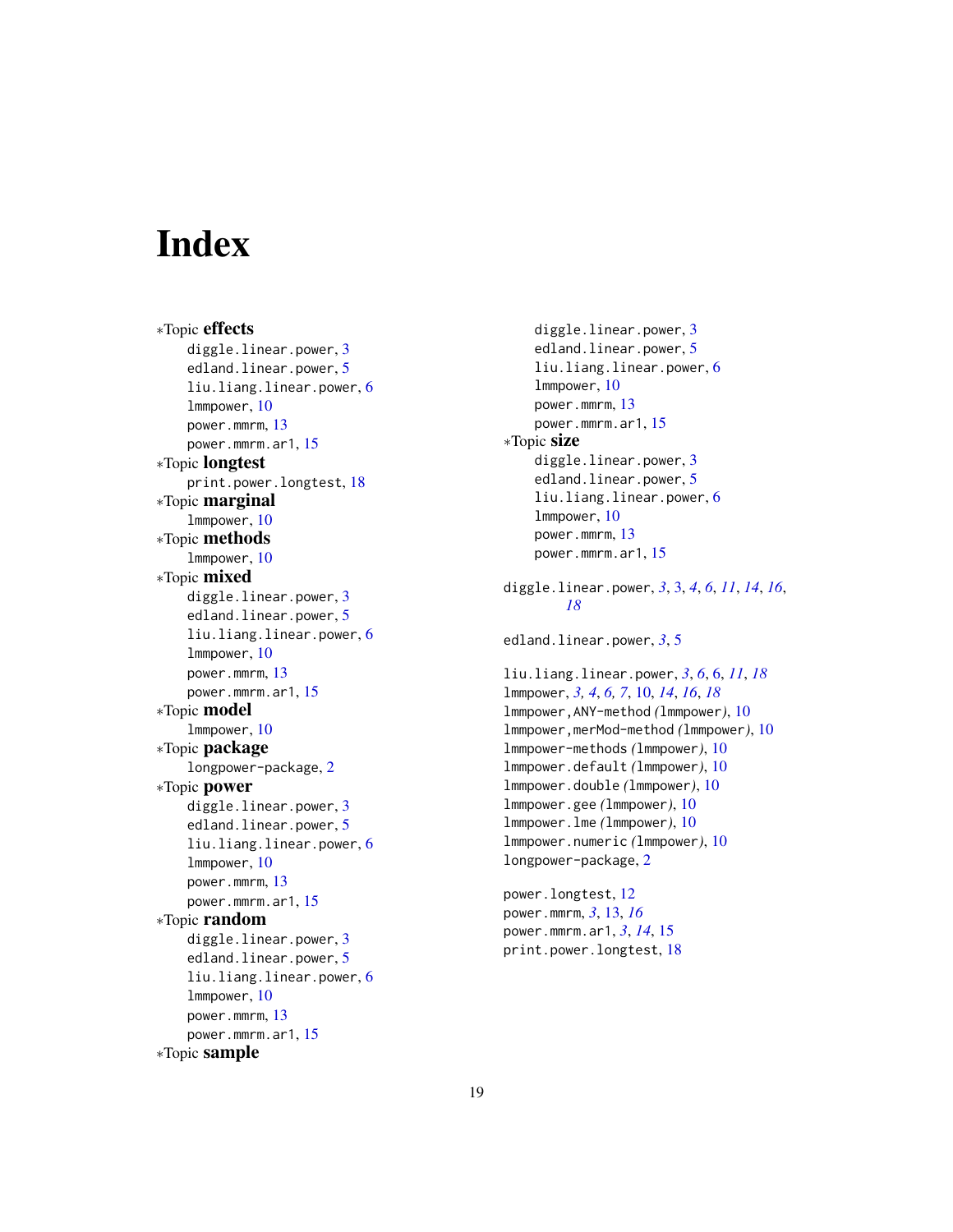# Index

*Topic **effects**
- diggle.linear.power, 3
- edland.linear.power, 5
- liu.liang.linear.power, 6
- lmmpower, 10
- power.mmrm, 13
- power.mmrm.ar1, 15

*Topic **longtest**
- print.power.longtest, 18

*Topic **marginal**
- lmmpower, 10

*Topic **methods**
- lmmpower, 10

*Topic **mixed**
- diggle.linear.power, 3
- edland.linear.power, 5
- liu.liang.linear.power, 6
- lmmpower, 10
- power.mmrm, 13
- power.mmrm.ar1, 15

*Topic **model**
- lmmpower, 10

*Topic **package**
- longpower-package, 2

*Topic **power**
- diggle.linear.power, 3
- edland.linear.power, 5
- liu.liang.linear.power, 6
- lmmpower, 10
- power.mmrm, 13
- power.mmrm.ar1, 15

*Topic **random**
- diggle.linear.power, 3
- edland.linear.power, 5
- liu.liang.linear.power, 6
- lmmpower, 10
- power.mmrm, 13
- power.mmrm.ar1, 15

*Topic **sample**
- diggle.linear.power, 3
- edland.linear.power, 5
- liu.liang.linear.power, 6
- lmmpower, 10
- power.mmrm, 13
- power.mmrm.ar1, 15

*Topic **size**
- diggle.linear.power, 3
- edland.linear.power, 5
- liu.liang.linear.power, 6
- lmmpower, 10
- power.mmrm, 13
- power.mmrm.ar1, 15

diggle.linear.power, *3*, 3, *4*, *6*, *11*, *14*, *16*, *18*

edland.linear.power, *3*, 5

liu.liang.linear.power, *3*, *6*, 6, *11*, *18*
lmmpower, *3*, *4*, *6*, *7*, 10, *14*, *16*, *18*
lmmpower,ANY-method *(lmmpower)*, 10
lmmpower,merMod-method *(lmmpower)*, 10
lmmpower-methods *(lmmpower)*, 10
lmmpower.default *(lmmpower)*, 10
lmmpower.double *(lmmpower)*, 10
lmmpower.gee *(lmmpower)*, 10
lmmpower.lme *(lmmpower)*, 10
lmmpower.numeric *(lmmpower)*, 10
longpower-package, 2

power.longtest, 12
power.mmrm, *3*, 13, *16*
power.mmrm.ar1, *3*, *14*, 15
print.power.longtest, 18